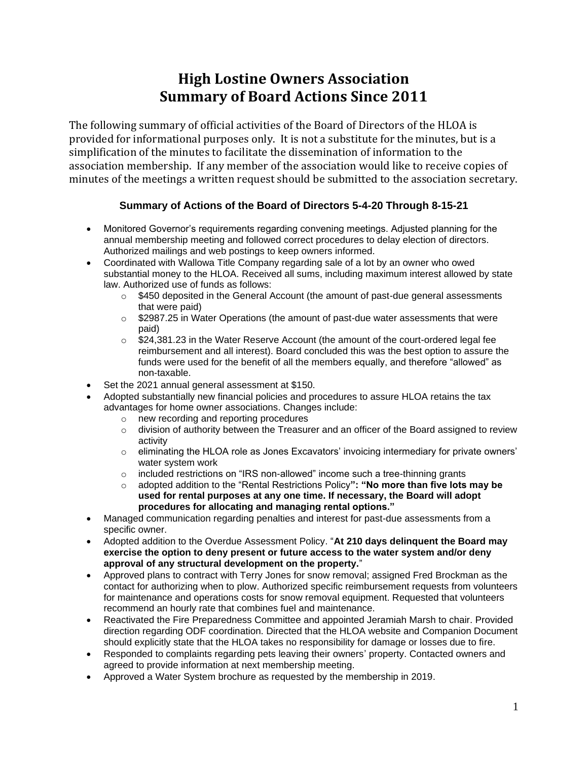# High Lostine Owners Association
# Summary of Board Actions Since 2011

The following summary of official activities of the Board of Directors of the HLOA is provided for informational purposes only. It is not a substitute for the minutes, but is a simplification of the minutes to facilitate the dissemination of information to the association membership. If any member of the association would like to receive copies of minutes of the meetings a written request should be submitted to the association secretary.

### Summary of Actions of the Board of Directors 5-4-20 Through 8-15-21

- Monitored Governor's requirements regarding convening meetings. Adjusted planning for the annual membership meeting and followed correct procedures to delay election of directors. Authorized mailings and web postings to keep owners informed.
- Coordinated with Wallowa Title Company regarding sale of a lot by an owner who owed substantial money to the HLOA. Received all sums, including maximum interest allowed by state law. Authorized use of funds as follows:
  - $450 deposited in the General Account (the amount of past-due general assessments that were paid)
  - $2987.25 in Water Operations (the amount of past-due water assessments that were paid)
  - $24,381.23 in the Water Reserve Account (the amount of the court-ordered legal fee reimbursement and all interest). Board concluded this was the best option to assure the funds were used for the benefit of all the members equally, and therefore "allowed" as non-taxable.
- Set the 2021 annual general assessment at $150.
- Adopted substantially new financial policies and procedures to assure HLOA retains the tax advantages for home owner associations. Changes include:
  - new recording and reporting procedures
  - division of authority between the Treasurer and an officer of the Board assigned to review activity
  - eliminating the HLOA role as Jones Excavators' invoicing intermediary for private owners' water system work
  - included restrictions on "IRS non-allowed" income such a tree-thinning grants
  - adopted addition to the "Rental Restrictions Policy**": "No more than five lots may be used for rental purposes at any one time. If necessary, the Board will adopt procedures for allocating and managing rental options."**
- Managed communication regarding penalties and interest for past-due assessments from a specific owner.
- Adopted addition to the Overdue Assessment Policy. "**At 210 days delinquent the Board may exercise the option to deny present or future access to the water system and/or deny approval of any structural development on the property.**"
- Approved plans to contract with Terry Jones for snow removal; assigned Fred Brockman as the contact for authorizing when to plow. Authorized specific reimbursement requests from volunteers for maintenance and operations costs for snow removal equipment. Requested that volunteers recommend an hourly rate that combines fuel and maintenance.
- Reactivated the Fire Preparedness Committee and appointed Jeramiah Marsh to chair. Provided direction regarding ODF coordination. Directed that the HLOA website and Companion Document should explicitly state that the HLOA takes no responsibility for damage or losses due to fire.
- Responded to complaints regarding pets leaving their owners' property. Contacted owners and agreed to provide information at next membership meeting.
- Approved a Water System brochure as requested by the membership in 2019.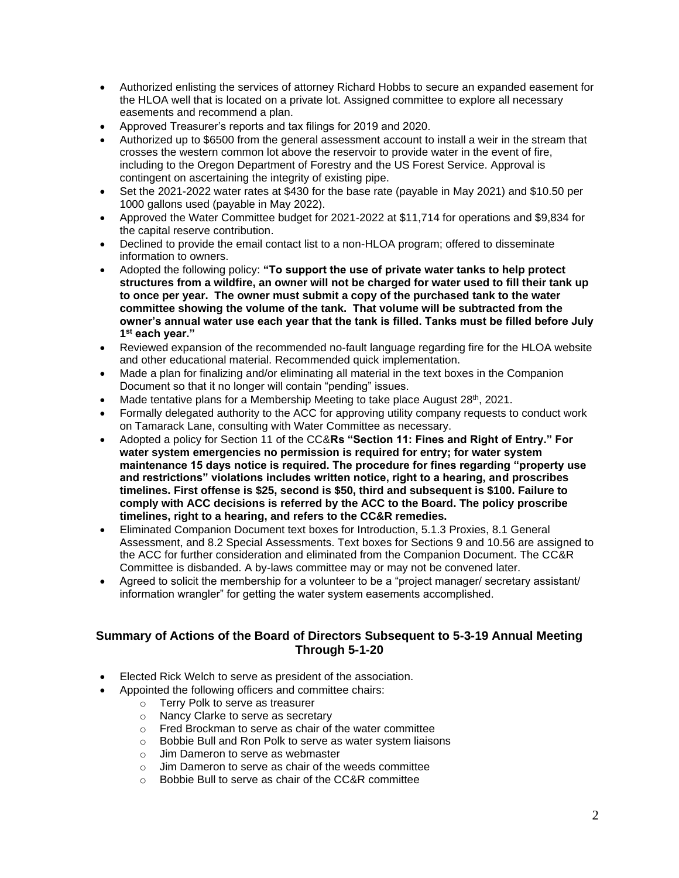- Authorized enlisting the services of attorney Richard Hobbs to secure an expanded easement for the HLOA well that is located on a private lot. Assigned committee to explore all necessary easements and recommend a plan.
- Approved Treasurer's reports and tax filings for 2019 and 2020.
- Authorized up to $6500 from the general assessment account to install a weir in the stream that crosses the western common lot above the reservoir to provide water in the event of fire, including to the Oregon Department of Forestry and the US Forest Service. Approval is contingent on ascertaining the integrity of existing pipe.
- Set the 2021-2022 water rates at $430 for the base rate (payable in May 2021) and $10.50 per 1000 gallons used (payable in May 2022).
- Approved the Water Committee budget for 2021-2022 at $11,714 for operations and $9,834 for the capital reserve contribution.
- Declined to provide the email contact list to a non-HLOA program; offered to disseminate information to owners.
- Adopted the following policy: **"To support the use of private water tanks to help protect structures from a wildfire, an owner will not be charged for water used to fill their tank up to once per year. The owner must submit a copy of the purchased tank to the water committee showing the volume of the tank. That volume will be subtracted from the owner's annual water use each year that the tank is filled. Tanks must be filled before July 1st each year."**
- Reviewed expansion of the recommended no-fault language regarding fire for the HLOA website and other educational material. Recommended quick implementation.
- Made a plan for finalizing and/or eliminating all material in the text boxes in the Companion Document so that it no longer will contain "pending" issues.
- Made tentative plans for a Membership Meeting to take place August 28th, 2021.
- Formally delegated authority to the ACC for approving utility company requests to conduct work on Tamarack Lane, consulting with Water Committee as necessary.
- Adopted a policy for Section 11 of the CC&**Rs "Section 11: Fines and Right of Entry." For water system emergencies no permission is required for entry; for water system maintenance 15 days notice is required. The procedure for fines regarding "property use and restrictions" violations includes written notice, right to a hearing, and proscribes timelines. First offense is $25, second is $50, third and subsequent is $100. Failure to comply with ACC decisions is referred by the ACC to the Board. The policy proscribe timelines, right to a hearing, and refers to the CC&R remedies.**
- Eliminated Companion Document text boxes for Introduction, 5.1.3 Proxies, 8.1 General Assessment, and 8.2 Special Assessments. Text boxes for Sections 9 and 10.56 are assigned to the ACC for further consideration and eliminated from the Companion Document. The CC&R Committee is disbanded. A by-laws committee may or may not be convened later.
- Agreed to solicit the membership for a volunteer to be a "project manager/ secretary assistant/ information wrangler" for getting the water system easements accomplished.

### Summary of Actions of the Board of Directors Subsequent to 5-3-19 Annual Meeting Through 5-1-20

- Elected Rick Welch to serve as president of the association.
- Appointed the following officers and committee chairs:
  - Terry Polk to serve as treasurer
  - Nancy Clarke to serve as secretary
  - Fred Brockman to serve as chair of the water committee
  - Bobbie Bull and Ron Polk to serve as water system liaisons
  - Jim Dameron to serve as webmaster
  - Jim Dameron to serve as chair of the weeds committee
  - Bobbie Bull to serve as chair of the CC&R committee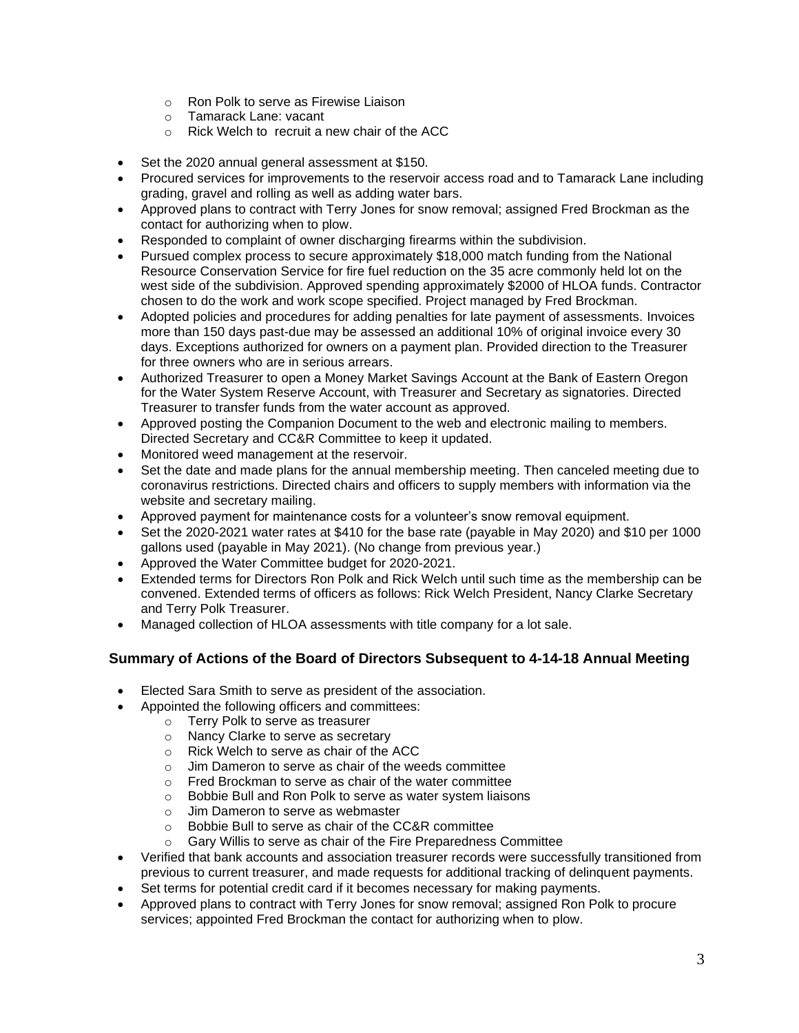- Ron Polk to serve as Firewise Liaison
  - Tamarack Lane: vacant
  - Rick Welch to recruit a new chair of the ACC

- Set the 2020 annual general assessment at $150.
- Procured services for improvements to the reservoir access road and to Tamarack Lane including grading, gravel and rolling as well as adding water bars.
- Approved plans to contract with Terry Jones for snow removal; assigned Fred Brockman as the contact for authorizing when to plow.
- Responded to complaint of owner discharging firearms within the subdivision.
- Pursued complex process to secure approximately $18,000 match funding from the National Resource Conservation Service for fire fuel reduction on the 35 acre commonly held lot on the west side of the subdivision. Approved spending approximately $2000 of HLOA funds. Contractor chosen to do the work and work scope specified. Project managed by Fred Brockman.
- Adopted policies and procedures for adding penalties for late payment of assessments. Invoices more than 150 days past-due may be assessed an additional 10% of original invoice every 30 days. Exceptions authorized for owners on a payment plan. Provided direction to the Treasurer for three owners who are in serious arrears.
- Authorized Treasurer to open a Money Market Savings Account at the Bank of Eastern Oregon for the Water System Reserve Account, with Treasurer and Secretary as signatories. Directed Treasurer to transfer funds from the water account as approved.
- Approved posting the Companion Document to the web and electronic mailing to members. Directed Secretary and CC&R Committee to keep it updated.
- Monitored weed management at the reservoir.
- Set the date and made plans for the annual membership meeting. Then canceled meeting due to coronavirus restrictions. Directed chairs and officers to supply members with information via the website and secretary mailing.
- Approved payment for maintenance costs for a volunteer's snow removal equipment.
- Set the 2020-2021 water rates at $410 for the base rate (payable in May 2020) and $10 per 1000 gallons used (payable in May 2021). (No change from previous year.)
- Approved the Water Committee budget for 2020-2021.
- Extended terms for Directors Ron Polk and Rick Welch until such time as the membership can be convened. Extended terms of officers as follows: Rick Welch President, Nancy Clarke Secretary and Terry Polk Treasurer.
- Managed collection of HLOA assessments with title company for a lot sale.

### Summary of Actions of the Board of Directors Subsequent to 4-14-18 Annual Meeting

- Elected Sara Smith to serve as president of the association.
- Appointed the following officers and committees:
  - Terry Polk to serve as treasurer
  - Nancy Clarke to serve as secretary
  - Rick Welch to serve as chair of the ACC
  - Jim Dameron to serve as chair of the weeds committee
  - Fred Brockman to serve as chair of the water committee
  - Bobbie Bull and Ron Polk to serve as water system liaisons
  - Jim Dameron to serve as webmaster
  - Bobbie Bull to serve as chair of the CC&R committee
  - Gary Willis to serve as chair of the Fire Preparedness Committee
- Verified that bank accounts and association treasurer records were successfully transitioned from previous to current treasurer, and made requests for additional tracking of delinquent payments.
- Set terms for potential credit card if it becomes necessary for making payments.
- Approved plans to contract with Terry Jones for snow removal; assigned Ron Polk to procure services; appointed Fred Brockman the contact for authorizing when to plow.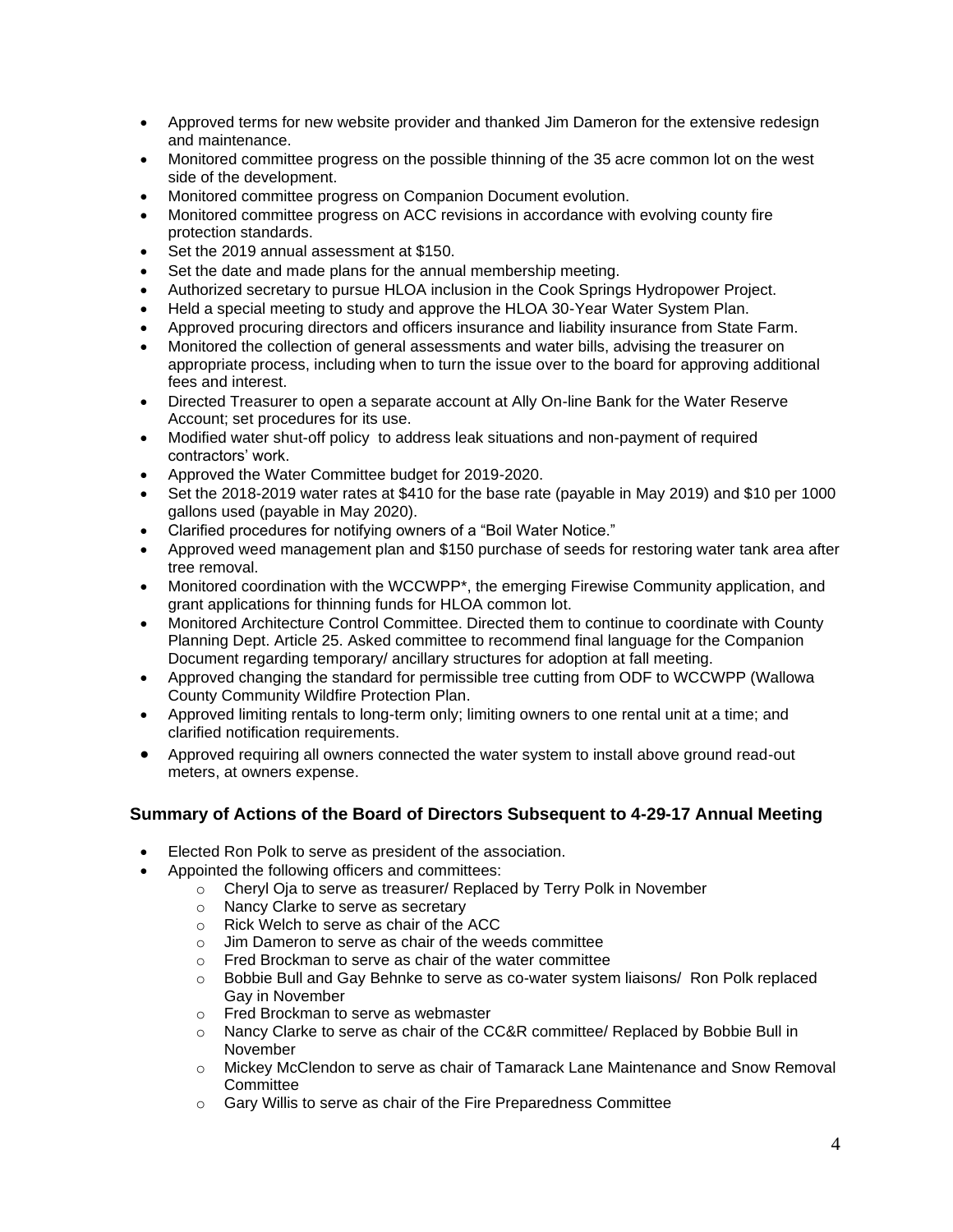- Approved terms for new website provider and thanked Jim Dameron for the extensive redesign and maintenance.
- Monitored committee progress on the possible thinning of the 35 acre common lot on the west side of the development.
- Monitored committee progress on Companion Document evolution.
- Monitored committee progress on ACC revisions in accordance with evolving county fire protection standards.
- Set the 2019 annual assessment at $150.
- Set the date and made plans for the annual membership meeting.
- Authorized secretary to pursue HLOA inclusion in the Cook Springs Hydropower Project.
- Held a special meeting to study and approve the HLOA 30-Year Water System Plan.
- Approved procuring directors and officers insurance and liability insurance from State Farm.
- Monitored the collection of general assessments and water bills, advising the treasurer on appropriate process, including when to turn the issue over to the board for approving additional fees and interest.
- Directed Treasurer to open a separate account at Ally On-line Bank for the Water Reserve Account; set procedures for its use.
- Modified water shut-off policy to address leak situations and non-payment of required contractors' work.
- Approved the Water Committee budget for 2019-2020.
- Set the 2018-2019 water rates at $410 for the base rate (payable in May 2019) and $10 per 1000 gallons used (payable in May 2020).
- Clarified procedures for notifying owners of a "Boil Water Notice."
- Approved weed management plan and $150 purchase of seeds for restoring water tank area after tree removal.
- Monitored coordination with the WCCWPP*, the emerging Firewise Community application, and grant applications for thinning funds for HLOA common lot.
- Monitored Architecture Control Committee. Directed them to continue to coordinate with County Planning Dept. Article 25. Asked committee to recommend final language for the Companion Document regarding temporary/ ancillary structures for adoption at fall meeting.
- Approved changing the standard for permissible tree cutting from ODF to WCCWPP (Wallowa County Community Wildfire Protection Plan.
- Approved limiting rentals to long-term only; limiting owners to one rental unit at a time; and clarified notification requirements.
- Approved requiring all owners connected the water system to install above ground read-out meters, at owners expense.

## Summary of Actions of the Board of Directors Subsequent to 4-29-17 Annual Meeting

- Elected Ron Polk to serve as president of the association.
- Appointed the following officers and committees:
  - Cheryl Oja to serve as treasurer/ Replaced by Terry Polk in November
  - Nancy Clarke to serve as secretary
  - Rick Welch to serve as chair of the ACC
  - Jim Dameron to serve as chair of the weeds committee
  - Fred Brockman to serve as chair of the water committee
  - Bobbie Bull and Gay Behnke to serve as co-water system liaisons/ Ron Polk replaced Gay in November
  - Fred Brockman to serve as webmaster
  - Nancy Clarke to serve as chair of the CC&R committee/ Replaced by Bobbie Bull in November
  - Mickey McClendon to serve as chair of Tamarack Lane Maintenance and Snow Removal Committee
  - Gary Willis to serve as chair of the Fire Preparedness Committee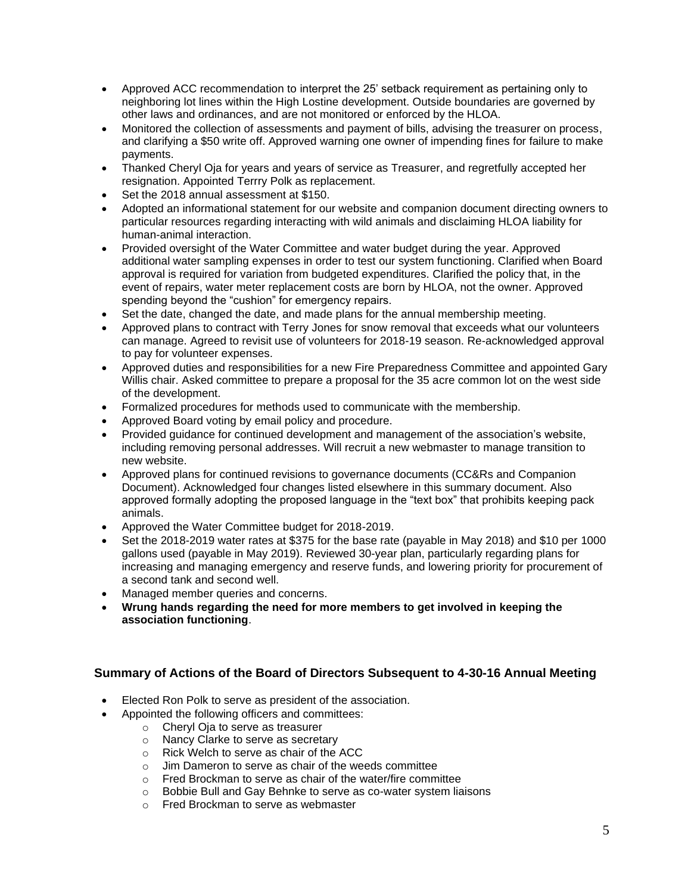- Approved ACC recommendation to interpret the 25' setback requirement as pertaining only to neighboring lot lines within the High Lostine development. Outside boundaries are governed by other laws and ordinances, and are not monitored or enforced by the HLOA.
- Monitored the collection of assessments and payment of bills, advising the treasurer on process, and clarifying a $50 write off. Approved warning one owner of impending fines for failure to make payments.
- Thanked Cheryl Oja for years and years of service as Treasurer, and regretfully accepted her resignation. Appointed Terrry Polk as replacement.
- Set the 2018 annual assessment at $150.
- Adopted an informational statement for our website and companion document directing owners to particular resources regarding interacting with wild animals and disclaiming HLOA liability for human-animal interaction.
- Provided oversight of the Water Committee and water budget during the year. Approved additional water sampling expenses in order to test our system functioning. Clarified when Board approval is required for variation from budgeted expenditures. Clarified the policy that, in the event of repairs, water meter replacement costs are born by HLOA, not the owner. Approved spending beyond the "cushion" for emergency repairs.
- Set the date, changed the date, and made plans for the annual membership meeting.
- Approved plans to contract with Terry Jones for snow removal that exceeds what our volunteers can manage. Agreed to revisit use of volunteers for 2018-19 season. Re-acknowledged approval to pay for volunteer expenses.
- Approved duties and responsibilities for a new Fire Preparedness Committee and appointed Gary Willis chair. Asked committee to prepare a proposal for the 35 acre common lot on the west side of the development.
- Formalized procedures for methods used to communicate with the membership.
- Approved Board voting by email policy and procedure.
- Provided guidance for continued development and management of the association's website, including removing personal addresses. Will recruit a new webmaster to manage transition to new website.
- Approved plans for continued revisions to governance documents (CC&Rs and Companion Document). Acknowledged four changes listed elsewhere in this summary document. Also approved formally adopting the proposed language in the "text box" that prohibits keeping pack animals.
- Approved the Water Committee budget for 2018-2019.
- Set the 2018-2019 water rates at $375 for the base rate (payable in May 2018) and $10 per 1000 gallons used (payable in May 2019). Reviewed 30-year plan, particularly regarding plans for increasing and managing emergency and reserve funds, and lowering priority for procurement of a second tank and second well.
- Managed member queries and concerns.
- **Wrung hands regarding the need for more members to get involved in keeping the association functioning**.

## Summary of Actions of the Board of Directors Subsequent to 4-30-16 Annual Meeting

- Elected Ron Polk to serve as president of the association.
- Appointed the following officers and committees:
  - Cheryl Oja to serve as treasurer
  - Nancy Clarke to serve as secretary
  - Rick Welch to serve as chair of the ACC
  - Jim Dameron to serve as chair of the weeds committee
  - Fred Brockman to serve as chair of the water/fire committee
  - Bobbie Bull and Gay Behnke to serve as co-water system liaisons
  - Fred Brockman to serve as webmaster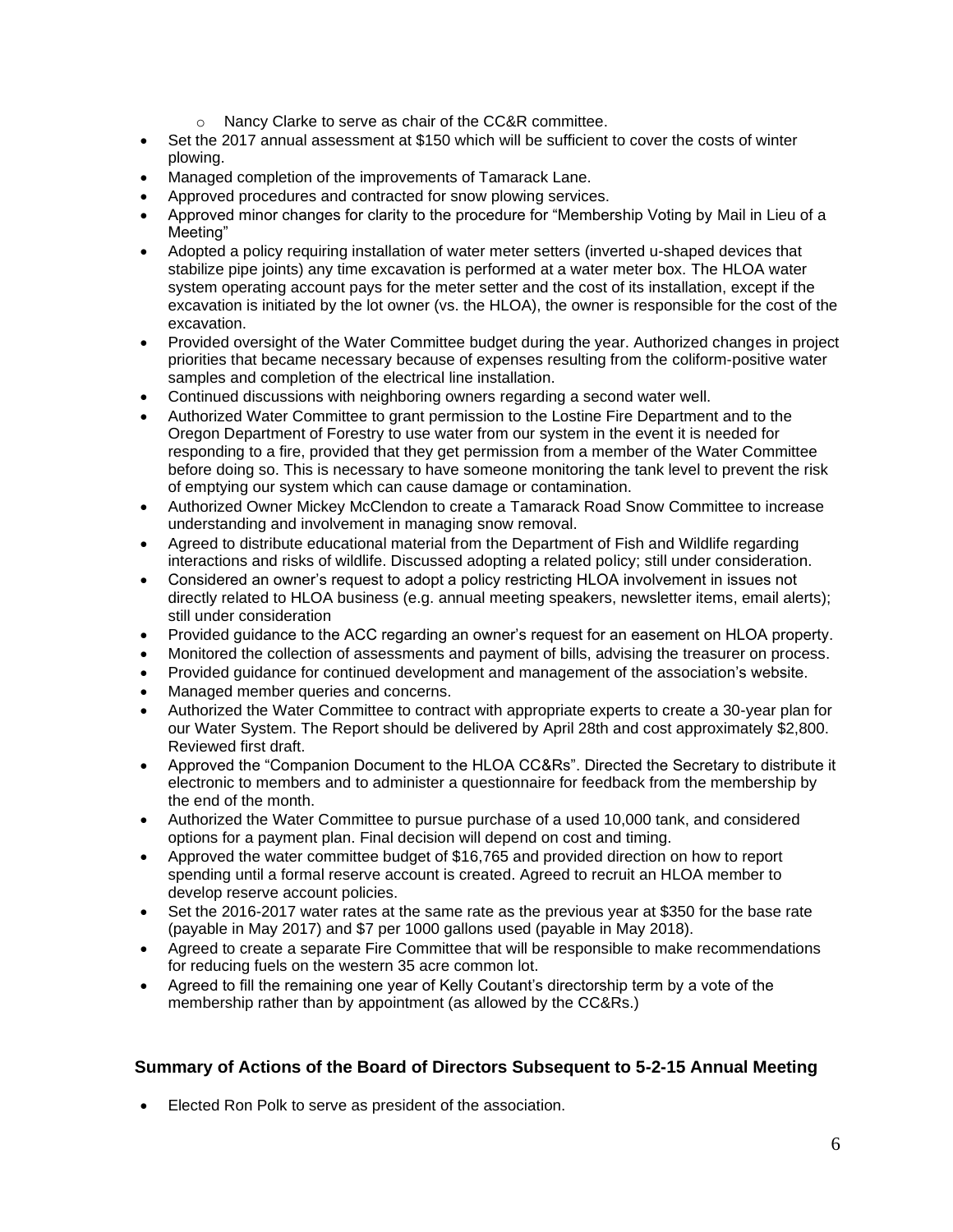- Nancy Clarke to serve as chair of the CC&R committee.
- Set the 2017 annual assessment at $150 which will be sufficient to cover the costs of winter plowing.
- Managed completion of the improvements of Tamarack Lane.
- Approved procedures and contracted for snow plowing services.
- Approved minor changes for clarity to the procedure for "Membership Voting by Mail in Lieu of a Meeting"
- Adopted a policy requiring installation of water meter setters (inverted u-shaped devices that stabilize pipe joints) any time excavation is performed at a water meter box. The HLOA water system operating account pays for the meter setter and the cost of its installation, except if the excavation is initiated by the lot owner (vs. the HLOA), the owner is responsible for the cost of the excavation.
- Provided oversight of the Water Committee budget during the year. Authorized changes in project priorities that became necessary because of expenses resulting from the coliform-positive water samples and completion of the electrical line installation.
- Continued discussions with neighboring owners regarding a second water well.
- Authorized Water Committee to grant permission to the Lostine Fire Department and to the Oregon Department of Forestry to use water from our system in the event it is needed for responding to a fire, provided that they get permission from a member of the Water Committee before doing so. This is necessary to have someone monitoring the tank level to prevent the risk of emptying our system which can cause damage or contamination.
- Authorized Owner Mickey McClendon to create a Tamarack Road Snow Committee to increase understanding and involvement in managing snow removal.
- Agreed to distribute educational material from the Department of Fish and Wildlife regarding interactions and risks of wildlife. Discussed adopting a related policy; still under consideration.
- Considered an owner's request to adopt a policy restricting HLOA involvement in issues not directly related to HLOA business (e.g. annual meeting speakers, newsletter items, email alerts); still under consideration
- Provided guidance to the ACC regarding an owner's request for an easement on HLOA property.
- Monitored the collection of assessments and payment of bills, advising the treasurer on process.
- Provided guidance for continued development and management of the association's website.
- Managed member queries and concerns.
- Authorized the Water Committee to contract with appropriate experts to create a 30-year plan for our Water System. The Report should be delivered by April 28th and cost approximately $2,800. Reviewed first draft.
- Approved the "Companion Document to the HLOA CC&Rs". Directed the Secretary to distribute it electronic to members and to administer a questionnaire for feedback from the membership by the end of the month.
- Authorized the Water Committee to pursue purchase of a used 10,000 tank, and considered options for a payment plan. Final decision will depend on cost and timing.
- Approved the water committee budget of $16,765 and provided direction on how to report spending until a formal reserve account is created. Agreed to recruit an HLOA member to develop reserve account policies.
- Set the 2016-2017 water rates at the same rate as the previous year at $350 for the base rate (payable in May 2017) and $7 per 1000 gallons used (payable in May 2018).
- Agreed to create a separate Fire Committee that will be responsible to make recommendations for reducing fuels on the western 35 acre common lot.
- Agreed to fill the remaining one year of Kelly Coutant's directorship term by a vote of the membership rather than by appointment (as allowed by the CC&Rs.)

### Summary of Actions of the Board of Directors Subsequent to 5-2-15 Annual Meeting

- Elected Ron Polk to serve as president of the association.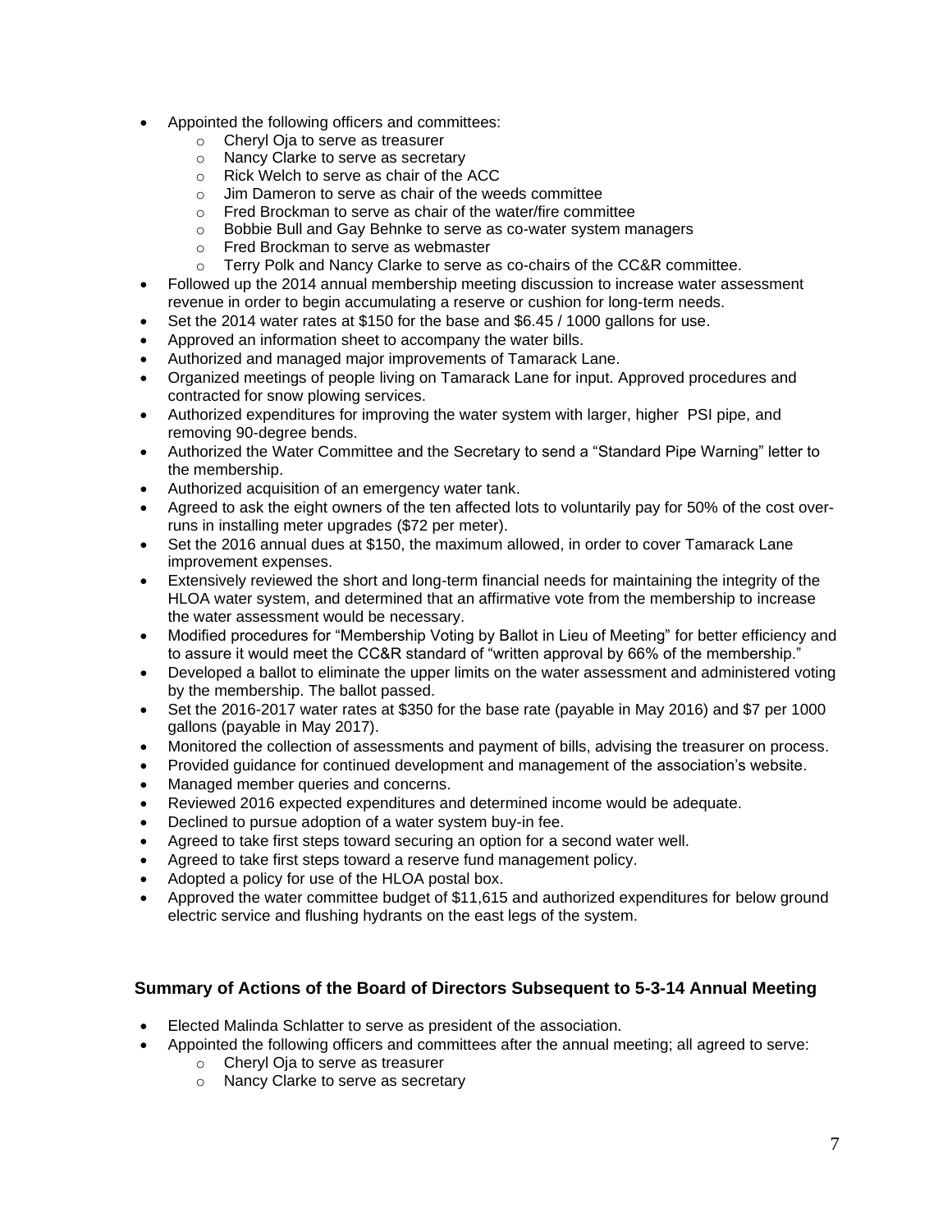- Appointed the following officers and committees:
  - Cheryl Oja to serve as treasurer
  - Nancy Clarke to serve as secretary
  - Rick Welch to serve as chair of the ACC
  - Jim Dameron to serve as chair of the weeds committee
  - Fred Brockman to serve as chair of the water/fire committee
  - Bobbie Bull and Gay Behnke to serve as co-water system managers
  - Fred Brockman to serve as webmaster
  - Terry Polk and Nancy Clarke to serve as co-chairs of the CC&R committee.
- Followed up the 2014 annual membership meeting discussion to increase water assessment revenue in order to begin accumulating a reserve or cushion for long-term needs.
- Set the 2014 water rates at $150 for the base and $6.45 / 1000 gallons for use.
- Approved an information sheet to accompany the water bills.
- Authorized and managed major improvements of Tamarack Lane.
- Organized meetings of people living on Tamarack Lane for input. Approved procedures and contracted for snow plowing services.
- Authorized expenditures for improving the water system with larger, higher PSI pipe, and removing 90-degree bends.
- Authorized the Water Committee and the Secretary to send a "Standard Pipe Warning" letter to the membership.
- Authorized acquisition of an emergency water tank.
- Agreed to ask the eight owners of the ten affected lots to voluntarily pay for 50% of the cost over-runs in installing meter upgrades ($72 per meter).
- Set the 2016 annual dues at $150, the maximum allowed, in order to cover Tamarack Lane improvement expenses.
- Extensively reviewed the short and long-term financial needs for maintaining the integrity of the HLOA water system, and determined that an affirmative vote from the membership to increase the water assessment would be necessary.
- Modified procedures for "Membership Voting by Ballot in Lieu of Meeting" for better efficiency and to assure it would meet the CC&R standard of "written approval by 66% of the membership."
- Developed a ballot to eliminate the upper limits on the water assessment and administered voting by the membership. The ballot passed.
- Set the 2016-2017 water rates at $350 for the base rate (payable in May 2016) and $7 per 1000 gallons (payable in May 2017).
- Monitored the collection of assessments and payment of bills, advising the treasurer on process.
- Provided guidance for continued development and management of the association's website.
- Managed member queries and concerns.
- Reviewed 2016 expected expenditures and determined income would be adequate.
- Declined to pursue adoption of a water system buy-in fee.
- Agreed to take first steps toward securing an option for a second water well.
- Agreed to take first steps toward a reserve fund management policy.
- Adopted a policy for use of the HLOA postal box.
- Approved the water committee budget of $11,615 and authorized expenditures for below ground electric service and flushing hydrants on the east legs of the system.

### Summary of Actions of the Board of Directors Subsequent to 5-3-14 Annual Meeting

- Elected Malinda Schlatter to serve as president of the association.
- Appointed the following officers and committees after the annual meeting; all agreed to serve:
  - Cheryl Oja to serve as treasurer
  - Nancy Clarke to serve as secretary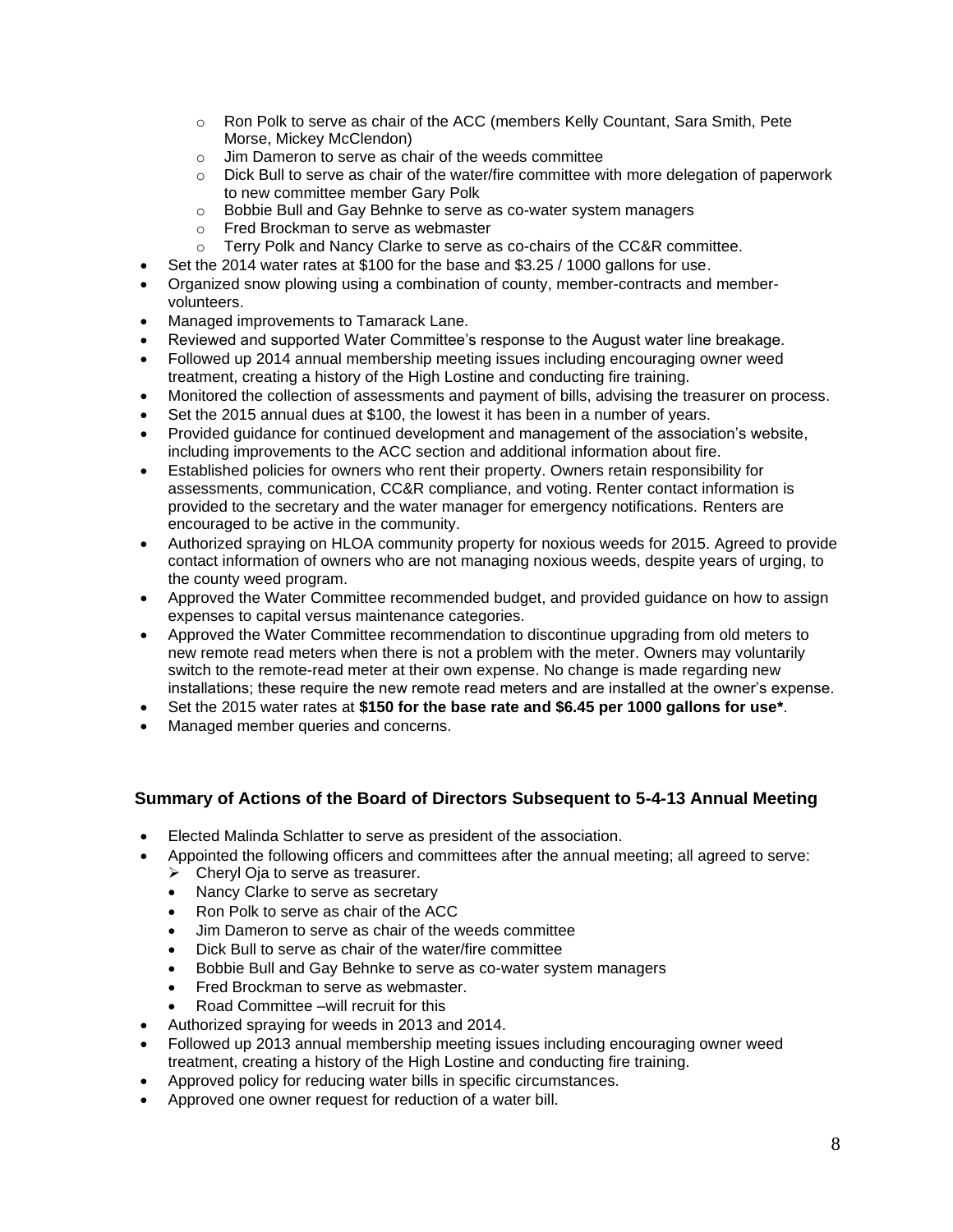- Ron Polk to serve as chair of the ACC (members Kelly Countant, Sara Smith, Pete Morse, Mickey McClendon)
  - Jim Dameron to serve as chair of the weeds committee
  - Dick Bull to serve as chair of the water/fire committee with more delegation of paperwork to new committee member Gary Polk
  - Bobbie Bull and Gay Behnke to serve as co-water system managers
  - Fred Brockman to serve as webmaster
  - Terry Polk and Nancy Clarke to serve as co-chairs of the CC&R committee.
- Set the 2014 water rates at $100 for the base and $3.25 / 1000 gallons for use.
- Organized snow plowing using a combination of county, member-contracts and member-volunteers.
- Managed improvements to Tamarack Lane.
- Reviewed and supported Water Committee's response to the August water line breakage.
- Followed up 2014 annual membership meeting issues including encouraging owner weed treatment, creating a history of the High Lostine and conducting fire training.
- Monitored the collection of assessments and payment of bills, advising the treasurer on process.
- Set the 2015 annual dues at $100, the lowest it has been in a number of years.
- Provided guidance for continued development and management of the association's website, including improvements to the ACC section and additional information about fire.
- Established policies for owners who rent their property. Owners retain responsibility for assessments, communication, CC&R compliance, and voting. Renter contact information is provided to the secretary and the water manager for emergency notifications. Renters are encouraged to be active in the community.
- Authorized spraying on HLOA community property for noxious weeds for 2015. Agreed to provide contact information of owners who are not managing noxious weeds, despite years of urging, to the county weed program.
- Approved the Water Committee recommended budget, and provided guidance on how to assign expenses to capital versus maintenance categories.
- Approved the Water Committee recommendation to discontinue upgrading from old meters to new remote read meters when there is not a problem with the meter. Owners may voluntarily switch to the remote-read meter at their own expense. No change is made regarding new installations; these require the new remote read meters and are installed at the owner's expense.
- Set the 2015 water rates at **$150 for the base rate and $6.45 per 1000 gallons for use***.
- Managed member queries and concerns.

### Summary of Actions of the Board of Directors Subsequent to 5-4-13 Annual Meeting

- Elected Malinda Schlatter to serve as president of the association.
- Appointed the following officers and committees after the annual meeting; all agreed to serve:
  - Cheryl Oja to serve as treasurer.
  - Nancy Clarke to serve as secretary
  - Ron Polk to serve as chair of the ACC
  - Jim Dameron to serve as chair of the weeds committee
  - Dick Bull to serve as chair of the water/fire committee
  - Bobbie Bull and Gay Behnke to serve as co-water system managers
  - Fred Brockman to serve as webmaster.
  - Road Committee –will recruit for this
- Authorized spraying for weeds in 2013 and 2014.
- Followed up 2013 annual membership meeting issues including encouraging owner weed treatment, creating a history of the High Lostine and conducting fire training.
- Approved policy for reducing water bills in specific circumstances.
- Approved one owner request for reduction of a water bill.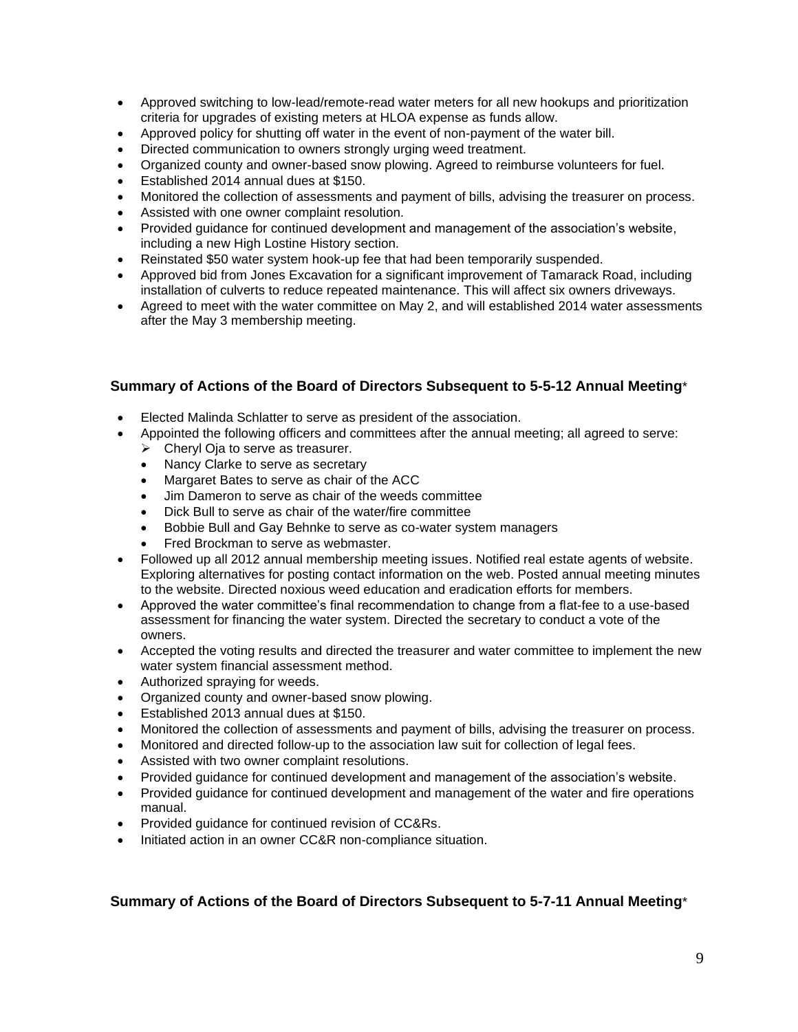- Approved switching to low-lead/remote-read water meters for all new hookups and prioritization criteria for upgrades of existing meters at HLOA expense as funds allow.
- Approved policy for shutting off water in the event of non-payment of the water bill.
- Directed communication to owners strongly urging weed treatment.
- Organized county and owner-based snow plowing. Agreed to reimburse volunteers for fuel.
- Established 2014 annual dues at $150.
- Monitored the collection of assessments and payment of bills, advising the treasurer on process.
- Assisted with one owner complaint resolution.
- Provided guidance for continued development and management of the association's website, including a new High Lostine History section.
- Reinstated $50 water system hook-up fee that had been temporarily suspended.
- Approved bid from Jones Excavation for a significant improvement of Tamarack Road, including installation of culverts to reduce repeated maintenance. This will affect six owners driveways.
- Agreed to meet with the water committee on May 2, and will established 2014 water assessments after the May 3 membership meeting.

### Summary of Actions of the Board of Directors Subsequent to 5-5-12 Annual Meeting*

- Elected Malinda Schlatter to serve as president of the association.
- Appointed the following officers and committees after the annual meeting; all agreed to serve:
  - Cheryl Oja to serve as treasurer.
  - Nancy Clarke to serve as secretary
  - Margaret Bates to serve as chair of the ACC
  - Jim Dameron to serve as chair of the weeds committee
  - Dick Bull to serve as chair of the water/fire committee
  - Bobbie Bull and Gay Behnke to serve as co-water system managers
  - Fred Brockman to serve as webmaster.
- Followed up all 2012 annual membership meeting issues. Notified real estate agents of website. Exploring alternatives for posting contact information on the web. Posted annual meeting minutes to the website. Directed noxious weed education and eradication efforts for members.
- Approved the water committee's final recommendation to change from a flat-fee to a use-based assessment for financing the water system. Directed the secretary to conduct a vote of the owners.
- Accepted the voting results and directed the treasurer and water committee to implement the new water system financial assessment method.
- Authorized spraying for weeds.
- Organized county and owner-based snow plowing.
- Established 2013 annual dues at $150.
- Monitored the collection of assessments and payment of bills, advising the treasurer on process.
- Monitored and directed follow-up to the association law suit for collection of legal fees.
- Assisted with two owner complaint resolutions.
- Provided guidance for continued development and management of the association's website.
- Provided guidance for continued development and management of the water and fire operations manual.
- Provided guidance for continued revision of CC&Rs.
- Initiated action in an owner CC&R non-compliance situation.

### Summary of Actions of the Board of Directors Subsequent to 5-7-11 Annual Meeting*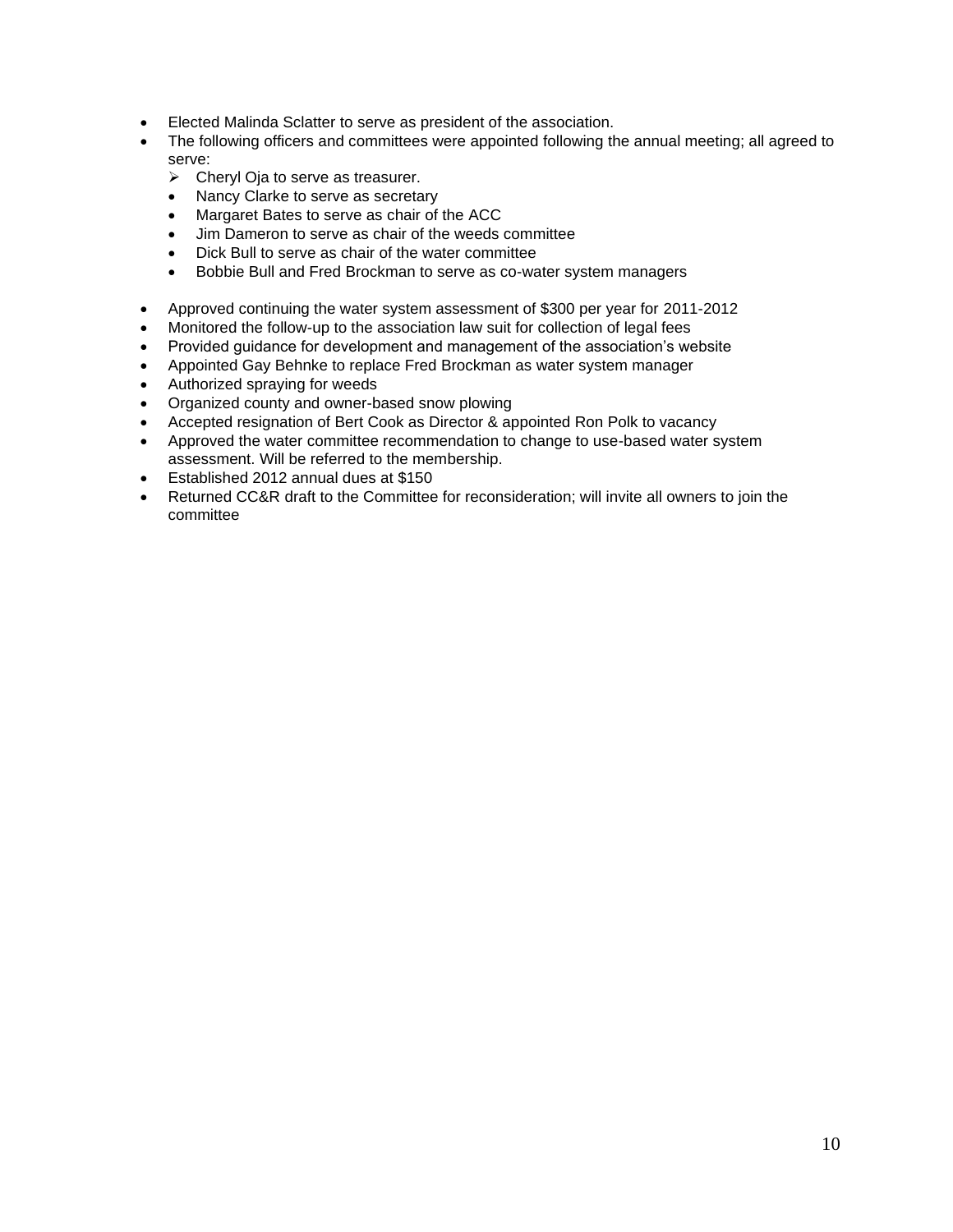- Elected Malinda Sclatter to serve as president of the association.
- The following officers and committees were appointed following the annual meeting; all agreed to serve:
  - Cheryl Oja to serve as treasurer.
  - Nancy Clarke to serve as secretary
  - Margaret Bates to serve as chair of the ACC
  - Jim Dameron to serve as chair of the weeds committee
  - Dick Bull to serve as chair of the water committee
  - Bobbie Bull and Fred Brockman to serve as co-water system managers

- Approved continuing the water system assessment of $300 per year for 2011-2012
- Monitored the follow-up to the association law suit for collection of legal fees
- Provided guidance for development and management of the association's website
- Appointed Gay Behnke to replace Fred Brockman as water system manager
- Authorized spraying for weeds
- Organized county and owner-based snow plowing
- Accepted resignation of Bert Cook as Director & appointed Ron Polk to vacancy
- Approved the water committee recommendation to change to use-based water system assessment. Will be referred to the membership.
- Established 2012 annual dues at $150
- Returned CC&R draft to the Committee for reconsideration; will invite all owners to join the committee